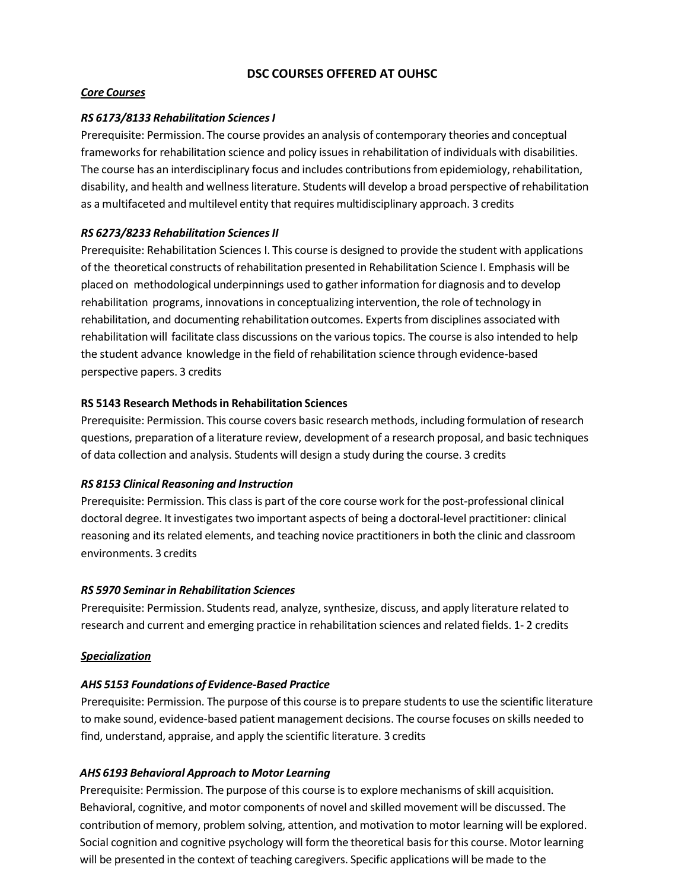# DSC COURSES OFFERED AT OUHSC

## ***Core Courses***

### *RS 6173/8133 Rehabilitation Sciences I*

Prerequisite: Permission. The course provides an analysis of contemporary theories and conceptual frameworks for rehabilitation science and policy issues in rehabilitation of individuals with disabilities. The course has an interdisciplinary focus and includes contributions from epidemiology, rehabilitation, disability, and health and wellness literature. Students will develop a broad perspective of rehabilitation as a multifaceted and multilevel entity that requires multidisciplinary approach. 3 credits

### *RS 6273/8233 Rehabilitation Sciences II*

Prerequisite: Rehabilitation Sciences I. This course is designed to provide the student with applications of the theoretical constructs of rehabilitation presented in Rehabilitation Science I. Emphasis will be placed on methodological underpinnings used to gather information for diagnosis and to develop rehabilitation programs, innovations in conceptualizing intervention, the role of technology in rehabilitation, and documenting rehabilitation outcomes. Experts from disciplines associated with rehabilitation will facilitate class discussions on the various topics. The course is also intended to help the student advance knowledge in the field of rehabilitation science through evidence-based perspective papers. 3 credits

### **RS 5143 Research Methods in Rehabilitation Sciences**

Prerequisite: Permission. This course covers basic research methods, including formulation of research questions, preparation of a literature review, development of a research proposal, and basic techniques of data collection and analysis. Students will design a study during the course. 3 credits

### *RS 8153 Clinical Reasoning and Instruction*

Prerequisite: Permission. This class is part of the core course work for the post-professional clinical doctoral degree. It investigates two important aspects of being a doctoral-level practitioner: clinical reasoning and its related elements, and teaching novice practitioners in both the clinic and classroom environments. 3 credits

### *RS 5970 Seminar in Rehabilitation Sciences*

Prerequisite: Permission. Students read, analyze, synthesize, discuss, and apply literature related to research and current and emerging practice in rehabilitation sciences and related fields. 1- 2 credits

## ***Specialization***

### *AHS 5153 Foundations of Evidence-Based Practice*

Prerequisite: Permission. The purpose of this course is to prepare students to use the scientific literature to make sound, evidence-based patient management decisions. The course focuses on skills needed to find, understand, appraise, and apply the scientific literature. 3 credits

### *AHS 6193 Behavioral Approach to Motor Learning*

Prerequisite: Permission. The purpose of this course is to explore mechanisms of skill acquisition. Behavioral, cognitive, and motor components of novel and skilled movement will be discussed. The contribution of memory, problem solving, attention, and motivation to motor learning will be explored. Social cognition and cognitive psychology will form the theoretical basis for this course. Motor learning will be presented in the context of teaching caregivers. Specific applications will be made to the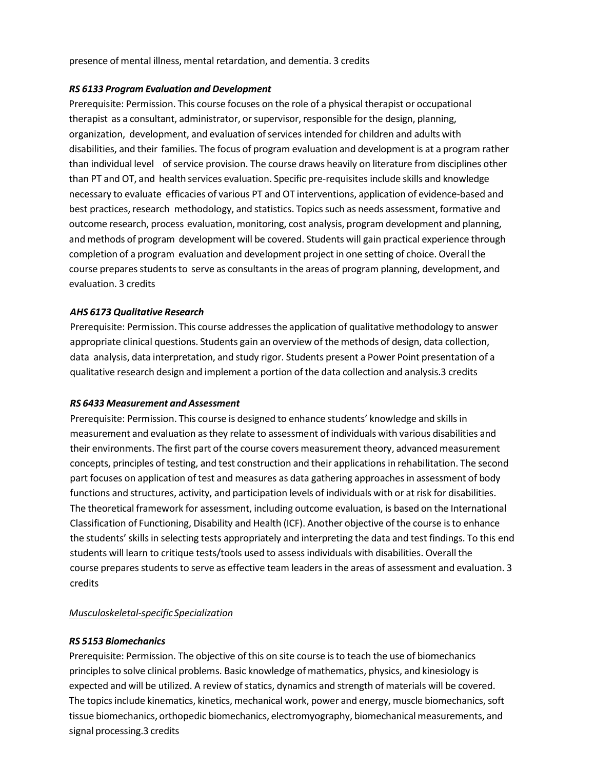presence of mental illness, mental retardation, and dementia. 3 credits

***RS 6133 Program Evaluation and Development***

Prerequisite: Permission. This course focuses on the role of a physical therapist or occupational therapist as a consultant, administrator, or supervisor, responsible for the design, planning, organization, development, and evaluation of services intended for children and adults with disabilities, and their families. The focus of program evaluation and development is at a program rather than individual level of service provision. The course draws heavily on literature from disciplines other than PT and OT, and health services evaluation. Specific pre-requisites include skills and knowledge necessary to evaluate efficacies of various PT and OT interventions, application of evidence-based and best practices, research methodology, and statistics. Topics such as needs assessment, formative and outcome research, process evaluation, monitoring, cost analysis, program development and planning, and methods of program development will be covered. Students will gain practical experience through completion of a program evaluation and development project in one setting of choice. Overall the course prepares students to serve as consultants in the areas of program planning, development, and evaluation. 3 credits

***AHS 6173 Qualitative Research***

Prerequisite: Permission. This course addresses the application of qualitative methodology to answer appropriate clinical questions. Students gain an overview of the methods of design, data collection, data analysis, data interpretation, and study rigor. Students present a Power Point presentation of a qualitative research design and implement a portion of the data collection and analysis.3 credits

***RS 6433 Measurement and Assessment***

Prerequisite: Permission. This course is designed to enhance students' knowledge and skills in measurement and evaluation as they relate to assessment of individuals with various disabilities and their environments. The first part of the course covers measurement theory, advanced measurement concepts, principles of testing, and test construction and their applications in rehabilitation. The second part focuses on application of test and measures as data gathering approaches in assessment of body functions and structures, activity, and participation levels of individuals with or at risk for disabilities. The theoretical framework for assessment, including outcome evaluation, is based on the International Classification of Functioning, Disability and Health (ICF). Another objective of the course is to enhance the students' skills in selecting tests appropriately and interpreting the data and test findings. To this end students will learn to critique tests/tools used to assess individuals with disabilities. Overall the course prepares students to serve as effective team leaders in the areas of assessment and evaluation. 3 credits

*Musculoskeletal-specific Specialization*

***RS 5153 Biomechanics***

Prerequisite: Permission. The objective of this on site course is to teach the use of biomechanics principles to solve clinical problems. Basic knowledge of mathematics, physics, and kinesiology is expected and will be utilized. A review of statics, dynamics and strength of materials will be covered. The topics include kinematics, kinetics, mechanical work, power and energy, muscle biomechanics, soft tissue biomechanics, orthopedic biomechanics, electromyography, biomechanical measurements, and signal processing.3 credits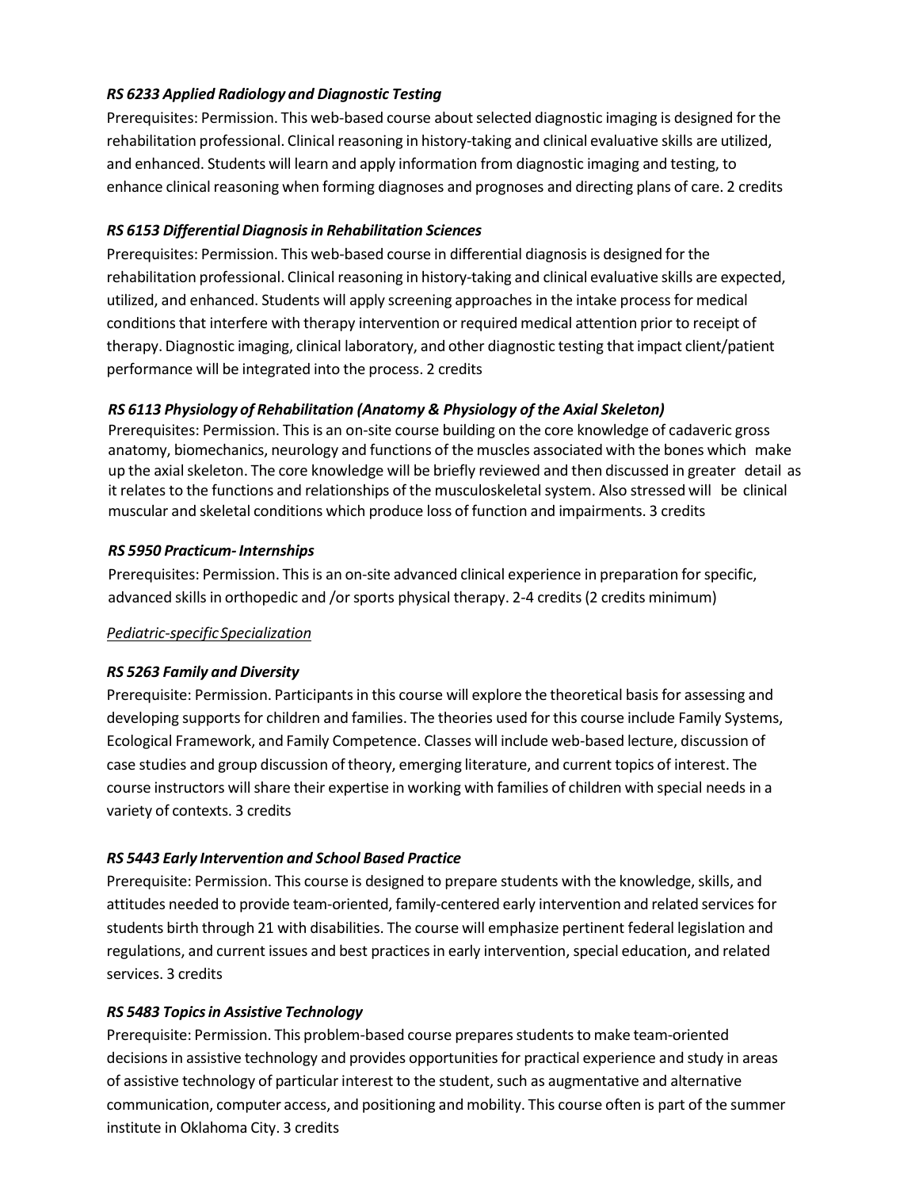***RS 6233 Applied Radiology and Diagnostic Testing***

Prerequisites: Permission. This web-based course about selected diagnostic imaging is designed for the rehabilitation professional. Clinical reasoning in history-taking and clinical evaluative skills are utilized, and enhanced. Students will learn and apply information from diagnostic imaging and testing, to enhance clinical reasoning when forming diagnoses and prognoses and directing plans of care. 2 credits

***RS 6153 Differential Diagnosis in Rehabilitation Sciences***

Prerequisites: Permission. This web-based course in differential diagnosis is designed for the rehabilitation professional. Clinical reasoning in history-taking and clinical evaluative skills are expected, utilized, and enhanced. Students will apply screening approaches in the intake process for medical conditions that interfere with therapy intervention or required medical attention prior to receipt of therapy. Diagnostic imaging, clinical laboratory, and other diagnostic testing that impact client/patient performance will be integrated into the process. 2 credits

***RS 6113 Physiology of Rehabilitation (Anatomy & Physiology of the Axial Skeleton)***

Prerequisites: Permission. This is an on-site course building on the core knowledge of cadaveric gross anatomy, biomechanics, neurology and functions of the muscles associated with the bones which make up the axial skeleton. The core knowledge will be briefly reviewed and then discussed in greater detail as it relates to the functions and relationships of the musculoskeletal system. Also stressed will be clinical muscular and skeletal conditions which produce loss of function and impairments. 3 credits

***RS 5950 Practicum- Internships***

Prerequisites: Permission. This is an on-site advanced clinical experience in preparation for specific, advanced skills in orthopedic and /or sports physical therapy. 2-4 credits (2 credits minimum)

*Pediatric-specific Specialization*

***RS 5263 Family and Diversity***

Prerequisite: Permission. Participants in this course will explore the theoretical basis for assessing and developing supports for children and families. The theories used for this course include Family Systems, Ecological Framework, and Family Competence. Classes will include web-based lecture, discussion of case studies and group discussion of theory, emerging literature, and current topics of interest. The course instructors will share their expertise in working with families of children with special needs in a variety of contexts. 3 credits

***RS 5443 Early Intervention and School Based Practice***

Prerequisite: Permission. This course is designed to prepare students with the knowledge, skills, and attitudes needed to provide team-oriented, family-centered early intervention and related services for students birth through 21 with disabilities. The course will emphasize pertinent federal legislation and regulations, and current issues and best practices in early intervention, special education, and related services. 3 credits

***RS 5483 Topics in Assistive Technology***

Prerequisite: Permission. This problem-based course prepares students to make team-oriented decisions in assistive technology and provides opportunities for practical experience and study in areas of assistive technology of particular interest to the student, such as augmentative and alternative communication, computer access, and positioning and mobility. This course often is part of the summer institute in Oklahoma City. 3 credits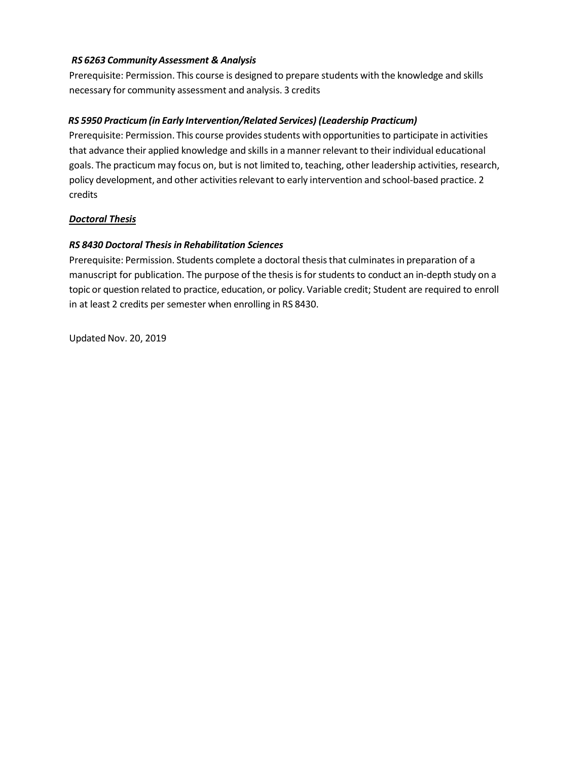***RS 6263 Community Assessment & Analysis***

Prerequisite: Permission. This course is designed to prepare students with the knowledge and skills necessary for community assessment and analysis. 3 credits

***RS 5950 Practicum (in Early Intervention/Related Services) (Leadership Practicum)***

Prerequisite: Permission. This course provides students with opportunities to participate in activities that advance their applied knowledge and skills in a manner relevant to their individual educational goals. The practicum may focus on, but is not limited to, teaching, other leadership activities, research, policy development, and other activities relevant to early intervention and school-based practice. 2 credits

## ***<u>Doctoral Thesis</u>***

***RS 8430 Doctoral Thesis in Rehabilitation Sciences***

Prerequisite: Permission. Students complete a doctoral thesis that culminates in preparation of a manuscript for publication. The purpose of the thesis is for students to conduct an in-depth study on a topic or question related to practice, education, or policy. Variable credit; Student are required to enroll in at least 2 credits per semester when enrolling in RS 8430.

Updated Nov. 20, 2019